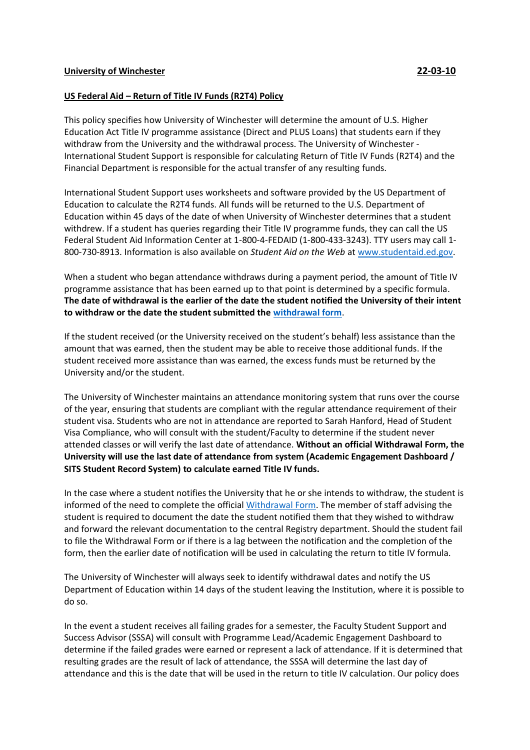**University of Winchester** **22-03-10**

**US Federal Aid – Return of Title IV Funds (R2T4) Policy**

This policy specifies how University of Winchester will determine the amount of U.S. Higher Education Act Title IV programme assistance (Direct and PLUS Loans) that students earn if they withdraw from the University and the withdrawal process. The University of Winchester - International Student Support is responsible for calculating Return of Title IV Funds (R2T4) and the Financial Department is responsible for the actual transfer of any resulting funds.

International Student Support uses worksheets and software provided by the US Department of Education to calculate the R2T4 funds. All funds will be returned to the U.S. Department of Education within 45 days of the date of when University of Winchester determines that a student withdrew. If a student has queries regarding their Title IV programme funds, they can call the US Federal Student Aid Information Center at 1-800-4-FEDAID (1-800-433-3243). TTY users may call 1-800-730-8913. Information is also available on *Student Aid on the Web* at [www.studentaid.ed.gov](www.studentaid.ed.gov).

When a student who began attendance withdraws during a payment period, the amount of Title IV programme assistance that has been earned up to that point is determined by a specific formula. **The date of withdrawal is the earlier of the date the student notified the University of their intent to withdraw or the date the student submitted the withdrawal form.**

If the student received (or the University received on the student's behalf) less assistance than the amount that was earned, then the student may be able to receive those additional funds. If the student received more assistance than was earned, the excess funds must be returned by the University and/or the student.

The University of Winchester maintains an attendance monitoring system that runs over the course of the year, ensuring that students are compliant with the regular attendance requirement of their student visa. Students who are not in attendance are reported to Sarah Hanford, Head of Student Visa Compliance, who will consult with the student/Faculty to determine if the student never attended classes or will verify the last date of attendance. **Without an official Withdrawal Form, the University will use the last date of attendance from system (Academic Engagement Dashboard / SITS Student Record System) to calculate earned Title IV funds.**

In the case where a student notifies the University that he or she intends to withdraw, the student is informed of the need to complete the official Withdrawal Form. The member of staff advising the student is required to document the date the student notified them that they wished to withdraw and forward the relevant documentation to the central Registry department. Should the student fail to file the Withdrawal Form or if there is a lag between the notification and the completion of the form, then the earlier date of notification will be used in calculating the return to title IV formula.

The University of Winchester will always seek to identify withdrawal dates and notify the US Department of Education within 14 days of the student leaving the Institution, where it is possible to do so.

In the event a student receives all failing grades for a semester, the Faculty Student Support and Success Advisor (SSSA) will consult with Programme Lead/Academic Engagement Dashboard to determine if the failed grades were earned or represent a lack of attendance. If it is determined that resulting grades are the result of lack of attendance, the SSSA will determine the last day of attendance and this is the date that will be used in the return to title IV calculation. Our policy does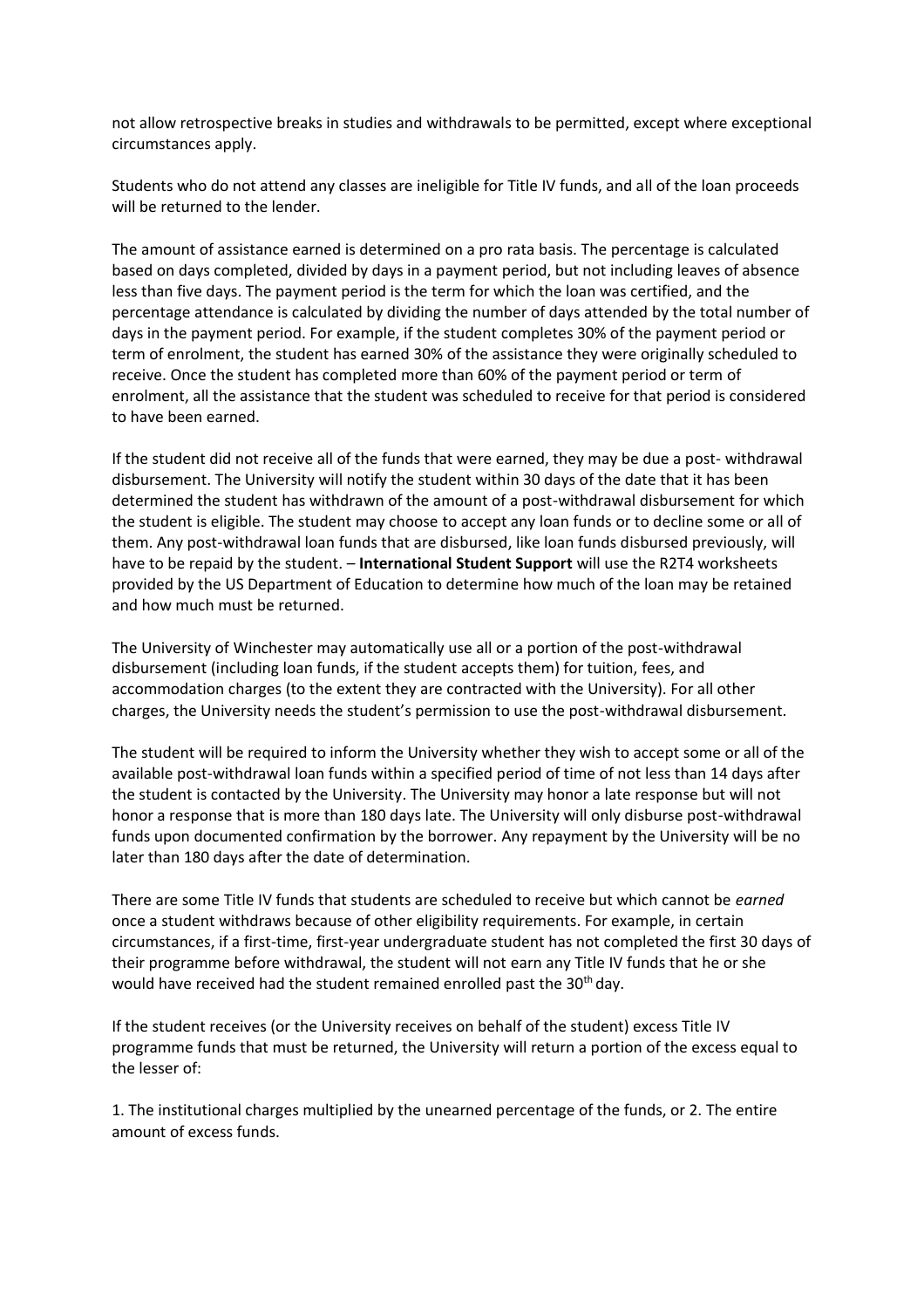not allow retrospective breaks in studies and withdrawals to be permitted, except where exceptional circumstances apply.

Students who do not attend any classes are ineligible for Title IV funds, and all of the loan proceeds will be returned to the lender.

The amount of assistance earned is determined on a pro rata basis. The percentage is calculated based on days completed, divided by days in a payment period, but not including leaves of absence less than five days. The payment period is the term for which the loan was certified, and the percentage attendance is calculated by dividing the number of days attended by the total number of days in the payment period. For example, if the student completes 30% of the payment period or term of enrolment, the student has earned 30% of the assistance they were originally scheduled to receive. Once the student has completed more than 60% of the payment period or term of enrolment, all the assistance that the student was scheduled to receive for that period is considered to have been earned.

If the student did not receive all of the funds that were earned, they may be due a post- withdrawal disbursement. The University will notify the student within 30 days of the date that it has been determined the student has withdrawn of the amount of a post-withdrawal disbursement for which the student is eligible. The student may choose to accept any loan funds or to decline some or all of them. Any post-withdrawal loan funds that are disbursed, like loan funds disbursed previously, will have to be repaid by the student. – **International Student Support** will use the R2T4 worksheets provided by the US Department of Education to determine how much of the loan may be retained and how much must be returned.

The University of Winchester may automatically use all or a portion of the post-withdrawal disbursement (including loan funds, if the student accepts them) for tuition, fees, and accommodation charges (to the extent they are contracted with the University). For all other charges, the University needs the student's permission to use the post-withdrawal disbursement.

The student will be required to inform the University whether they wish to accept some or all of the available post-withdrawal loan funds within a specified period of time of not less than 14 days after the student is contacted by the University. The University may honor a late response but will not honor a response that is more than 180 days late. The University will only disburse post-withdrawal funds upon documented confirmation by the borrower. Any repayment by the University will be no later than 180 days after the date of determination.

There are some Title IV funds that students are scheduled to receive but which cannot be *earned* once a student withdraws because of other eligibility requirements. For example, in certain circumstances, if a first-time, first-year undergraduate student has not completed the first 30 days of their programme before withdrawal, the student will not earn any Title IV funds that he or she would have received had the student remained enrolled past the 30th day.

If the student receives (or the University receives on behalf of the student) excess Title IV programme funds that must be returned, the University will return a portion of the excess equal to the lesser of:

1. The institutional charges multiplied by the unearned percentage of the funds, or 2. The entire amount of excess funds.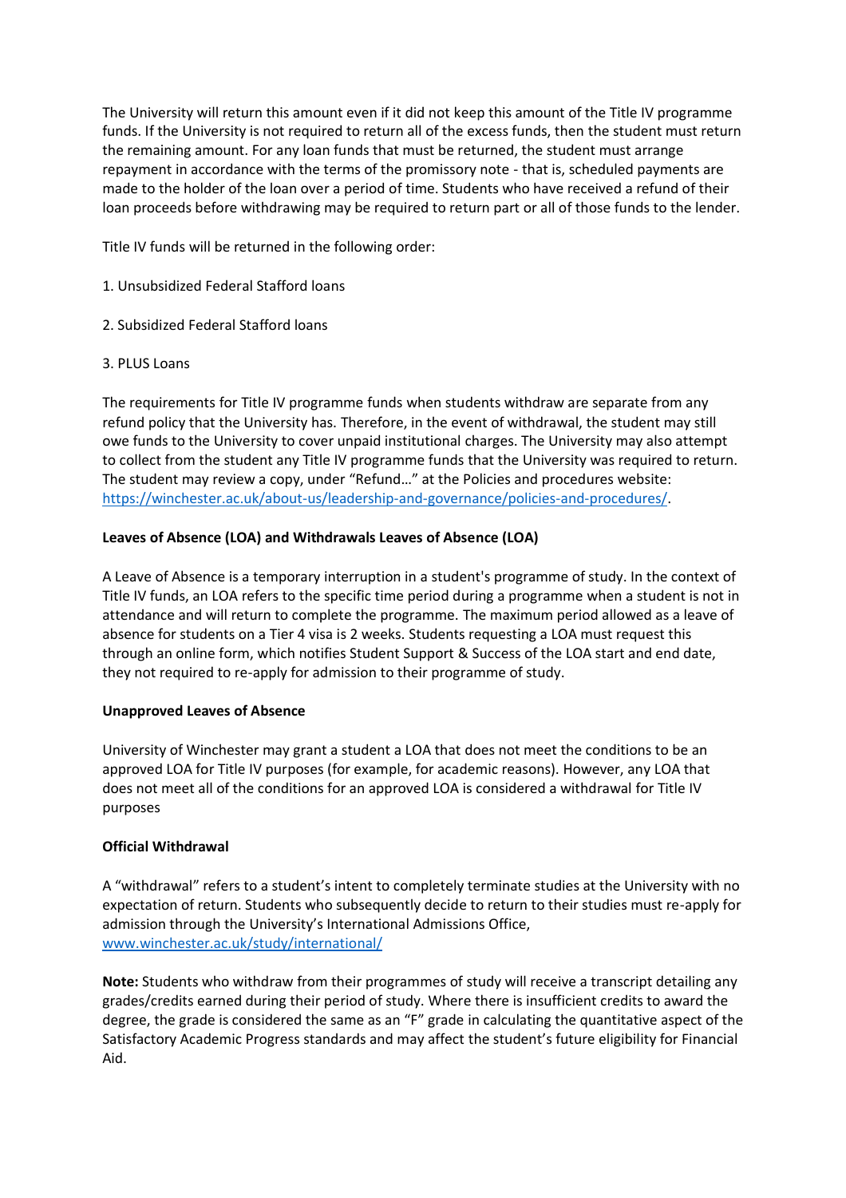The University will return this amount even if it did not keep this amount of the Title IV programme funds. If the University is not required to return all of the excess funds, then the student must return the remaining amount. For any loan funds that must be returned, the student must arrange repayment in accordance with the terms of the promissory note - that is, scheduled payments are made to the holder of the loan over a period of time. Students who have received a refund of their loan proceeds before withdrawing may be required to return part or all of those funds to the lender.

Title IV funds will be returned in the following order:

1. Unsubsidized Federal Stafford loans

2. Subsidized Federal Stafford loans

3. PLUS Loans

The requirements for Title IV programme funds when students withdraw are separate from any refund policy that the University has. Therefore, in the event of withdrawal, the student may still owe funds to the University to cover unpaid institutional charges. The University may also attempt to collect from the student any Title IV programme funds that the University was required to return. The student may review a copy, under "Refund…" at the Policies and procedures website: [https://winchester.ac.uk/about-us/leadership-and-governance/policies-and-procedures/](https://winchester.ac.uk/about-us/leadership-and-governance/policies-and-procedures/).

**Leaves of Absence (LOA) and Withdrawals Leaves of Absence (LOA)**

A Leave of Absence is a temporary interruption in a student's programme of study. In the context of Title IV funds, an LOA refers to the specific time period during a programme when a student is not in attendance and will return to complete the programme. The maximum period allowed as a leave of absence for students on a Tier 4 visa is 2 weeks. Students requesting a LOA must request this through an online form, which notifies Student Support & Success of the LOA start and end date, they not required to re-apply for admission to their programme of study.

**Unapproved Leaves of Absence**

University of Winchester may grant a student a LOA that does not meet the conditions to be an approved LOA for Title IV purposes (for example, for academic reasons). However, any LOA that does not meet all of the conditions for an approved LOA is considered a withdrawal for Title IV purposes

**Official Withdrawal**

A "withdrawal" refers to a student's intent to completely terminate studies at the University with no expectation of return. Students who subsequently decide to return to their studies must re-apply for admission through the University's International Admissions Office, [www.winchester.ac.uk/study/international/](www.winchester.ac.uk/study/international/)

**Note:** Students who withdraw from their programmes of study will receive a transcript detailing any grades/credits earned during their period of study. Where there is insufficient credits to award the degree, the grade is considered the same as an "F" grade in calculating the quantitative aspect of the Satisfactory Academic Progress standards and may affect the student's future eligibility for Financial Aid.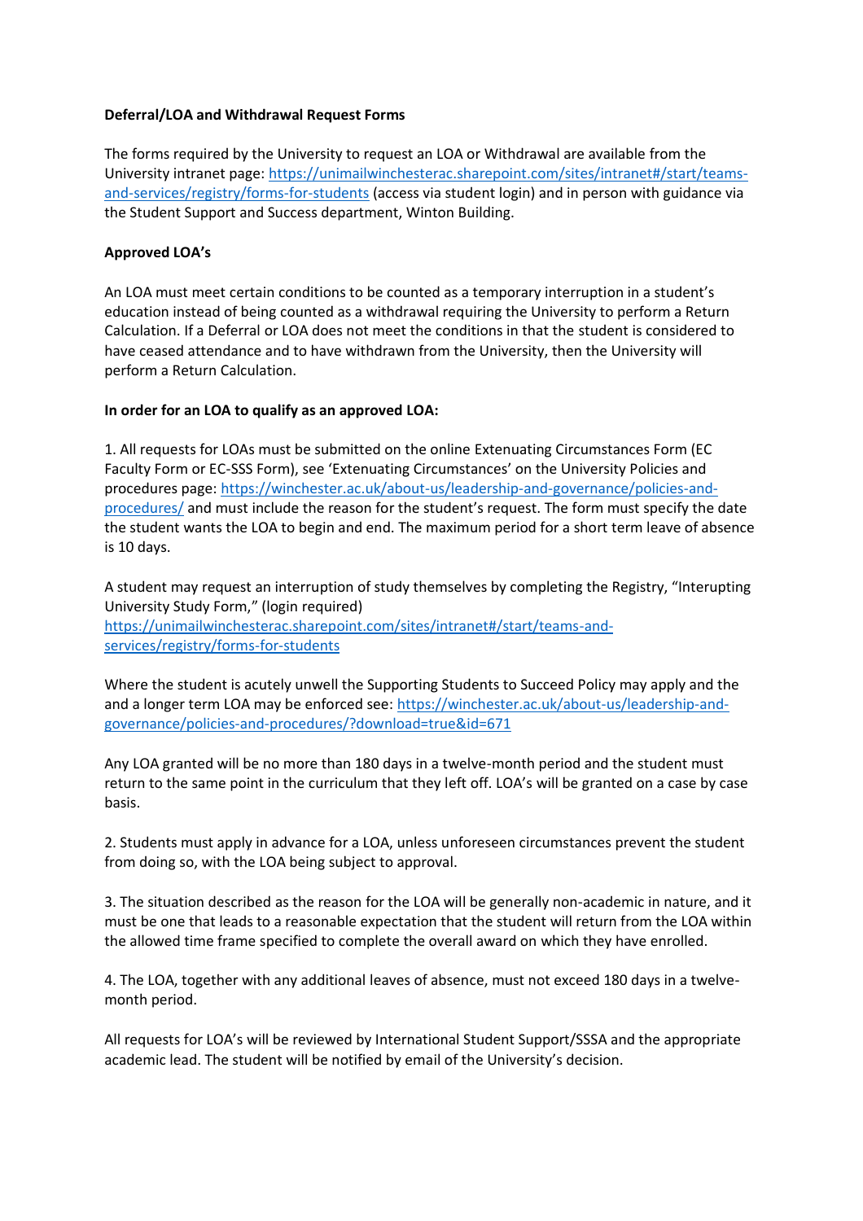**Deferral/LOA and Withdrawal Request Forms**

The forms required by the University to request an LOA or Withdrawal are available from the University intranet page: https://unimailwinchesterac.sharepoint.com/sites/intranet#/start/teams-and-services/registry/forms-for-students (access via student login) and in person with guidance via the Student Support and Success department, Winton Building.

**Approved LOA's**

An LOA must meet certain conditions to be counted as a temporary interruption in a student's education instead of being counted as a withdrawal requiring the University to perform a Return Calculation. If a Deferral or LOA does not meet the conditions in that the student is considered to have ceased attendance and to have withdrawn from the University, then the University will perform a Return Calculation.

**In order for an LOA to qualify as an approved LOA:**

1. All requests for LOAs must be submitted on the online Extenuating Circumstances Form (EC Faculty Form or EC-SSS Form), see 'Extenuating Circumstances' on the University Policies and procedures page: https://winchester.ac.uk/about-us/leadership-and-governance/policies-and-procedures/ and must include the reason for the student's request. The form must specify the date the student wants the LOA to begin and end. The maximum period for a short term leave of absence is 10 days.

A student may request an interruption of study themselves by completing the Registry, "Interupting University Study Form," (login required) https://unimailwinchesterac.sharepoint.com/sites/intranet#/start/teams-and-services/registry/forms-for-students

Where the student is acutely unwell the Supporting Students to Succeed Policy may apply and the and a longer term LOA may be enforced see: https://winchester.ac.uk/about-us/leadership-and-governance/policies-and-procedures/?download=true&id=671

Any LOA granted will be no more than 180 days in a twelve-month period and the student must return to the same point in the curriculum that they left off. LOA's will be granted on a case by case basis.

2. Students must apply in advance for a LOA, unless unforeseen circumstances prevent the student from doing so, with the LOA being subject to approval.

3. The situation described as the reason for the LOA will be generally non-academic in nature, and it must be one that leads to a reasonable expectation that the student will return from the LOA within the allowed time frame specified to complete the overall award on which they have enrolled.

4. The LOA, together with any additional leaves of absence, must not exceed 180 days in a twelve-month period.

All requests for LOA's will be reviewed by International Student Support/SSSA and the appropriate academic lead. The student will be notified by email of the University's decision.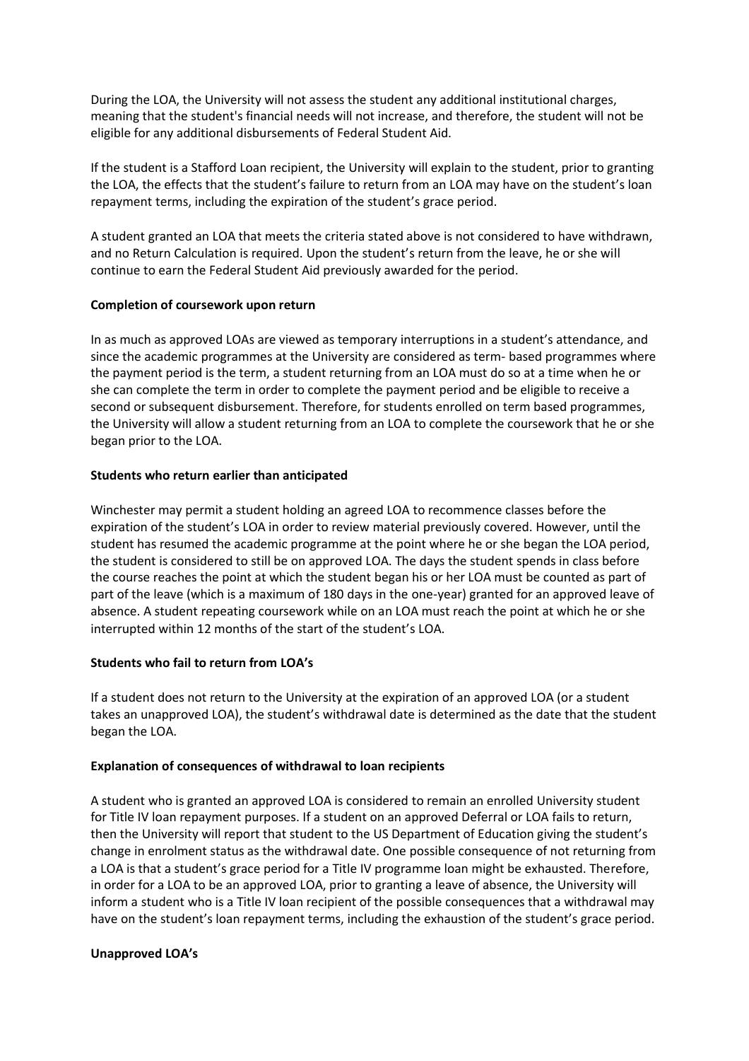During the LOA, the University will not assess the student any additional institutional charges, meaning that the student's financial needs will not increase, and therefore, the student will not be eligible for any additional disbursements of Federal Student Aid.

If the student is a Stafford Loan recipient, the University will explain to the student, prior to granting the LOA, the effects that the student's failure to return from an LOA may have on the student's loan repayment terms, including the expiration of the student's grace period.

A student granted an LOA that meets the criteria stated above is not considered to have withdrawn, and no Return Calculation is required. Upon the student's return from the leave, he or she will continue to earn the Federal Student Aid previously awarded for the period.

**Completion of coursework upon return**

In as much as approved LOAs are viewed as temporary interruptions in a student's attendance, and since the academic programmes at the University are considered as term- based programmes where the payment period is the term, a student returning from an LOA must do so at a time when he or she can complete the term in order to complete the payment period and be eligible to receive a second or subsequent disbursement. Therefore, for students enrolled on term based programmes, the University will allow a student returning from an LOA to complete the coursework that he or she began prior to the LOA.

**Students who return earlier than anticipated**

Winchester may permit a student holding an agreed LOA to recommence classes before the expiration of the student's LOA in order to review material previously covered. However, until the student has resumed the academic programme at the point where he or she began the LOA period, the student is considered to still be on approved LOA. The days the student spends in class before the course reaches the point at which the student began his or her LOA must be counted as part of part of the leave (which is a maximum of 180 days in the one-year) granted for an approved leave of absence. A student repeating coursework while on an LOA must reach the point at which he or she interrupted within 12 months of the start of the student's LOA.

**Students who fail to return from LOA's**

If a student does not return to the University at the expiration of an approved LOA (or a student takes an unapproved LOA), the student's withdrawal date is determined as the date that the student began the LOA.

**Explanation of consequences of withdrawal to loan recipients**

A student who is granted an approved LOA is considered to remain an enrolled University student for Title IV loan repayment purposes. If a student on an approved Deferral or LOA fails to return, then the University will report that student to the US Department of Education giving the student's change in enrolment status as the withdrawal date. One possible consequence of not returning from a LOA is that a student's grace period for a Title IV programme loan might be exhausted. Therefore, in order for a LOA to be an approved LOA, prior to granting a leave of absence, the University will inform a student who is a Title IV loan recipient of the possible consequences that a withdrawal may have on the student's loan repayment terms, including the exhaustion of the student's grace period.

**Unapproved LOA's**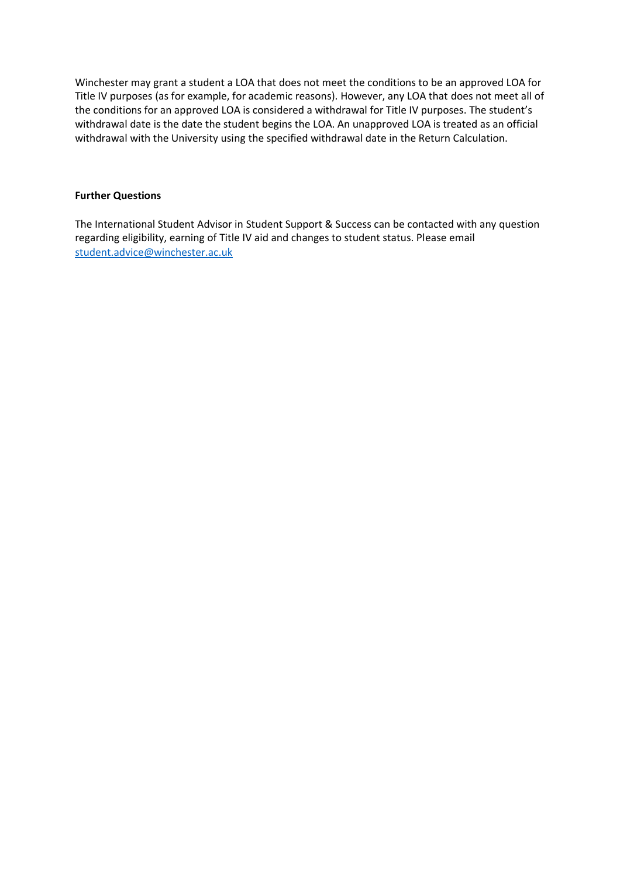Winchester may grant a student a LOA that does not meet the conditions to be an approved LOA for Title IV purposes (as for example, for academic reasons). However, any LOA that does not meet all of the conditions for an approved LOA is considered a withdrawal for Title IV purposes. The student's withdrawal date is the date the student begins the LOA. An unapproved LOA is treated as an official withdrawal with the University using the specified withdrawal date in the Return Calculation.

**Further Questions**

The International Student Advisor in Student Support & Success can be contacted with any question regarding eligibility, earning of Title IV aid and changes to student status. Please email student.advice@winchester.ac.uk